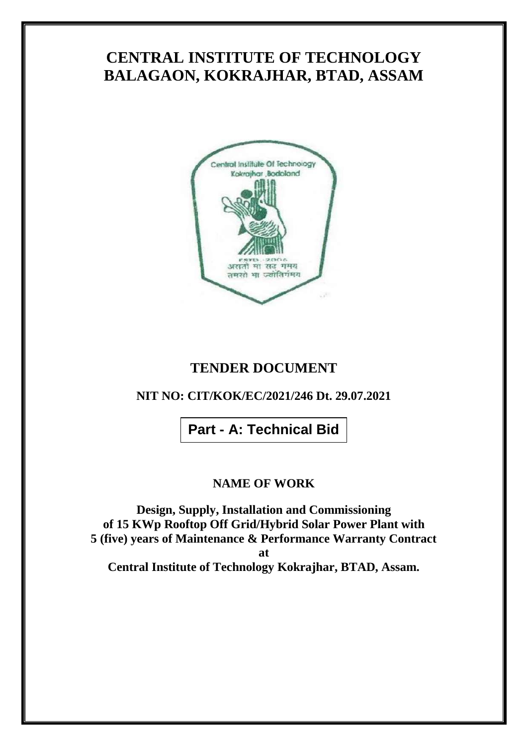# CENTRAL INSTITUTE OF TECHNOLOGY
# BALAGAON, KOKRAJHAR, BTAD, ASSAM

## TENDER DOCUMENT

**NIT NO: CIT/KOK/EC/2021/246 Dt. 29.07.2021**

**Part - A: Technical Bid**

**NAME OF WORK**

**Design, Supply, Installation and Commissioning of 15 KWp Rooftop Off Grid/Hybrid Solar Power Plant with 5 (five) years of Maintenance & Performance Warranty Contract at Central Institute of Technology Kokrajhar, BTAD, Assam.**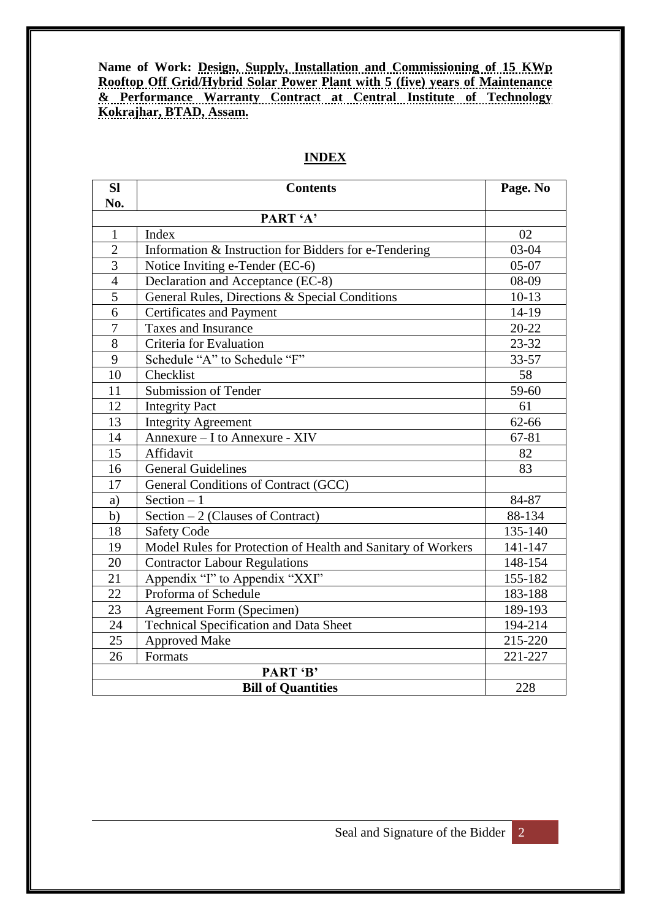**Name of Work: Design, Supply, Installation and Commissioning of 15 KWp Rooftop Off Grid/Hybrid Solar Power Plant with 5 (five) years of Maintenance & Performance Warranty Contract at Central Institute of Technology Kokrajhar, BTAD, Assam.**

## INDEX

| Sl No. | Contents | Page. No |
|---|---|---|
| **PART 'A'** | | |
| 1 | Index | 02 |
| 2 | Information & Instruction for Bidders for e-Tendering | 03-04 |
| 3 | Notice Inviting e-Tender (EC-6) | 05-07 |
| 4 | Declaration and Acceptance (EC-8) | 08-09 |
| 5 | General Rules, Directions & Special Conditions | 10-13 |
| 6 | Certificates and Payment | 14-19 |
| 7 | Taxes and Insurance | 20-22 |
| 8 | Criteria for Evaluation | 23-32 |
| 9 | Schedule "A" to Schedule "F" | 33-57 |
| 10 | Checklist | 58 |
| 11 | Submission of Tender | 59-60 |
| 12 | Integrity Pact | 61 |
| 13 | Integrity Agreement | 62-66 |
| 14 | Annexure – I to Annexure - XIV | 67-81 |
| 15 | Affidavit | 82 |
| 16 | General Guidelines | 83 |
| 17 | General Conditions of Contract (GCC) | |
| a) | Section – 1 | 84-87 |
| b) | Section – 2 (Clauses of Contract) | 88-134 |
| 18 | Safety Code | 135-140 |
| 19 | Model Rules for Protection of Health and Sanitary of Workers | 141-147 |
| 20 | Contractor Labour Regulations | 148-154 |
| 21 | Appendix "I" to Appendix "XXI" | 155-182 |
| 22 | Proforma of Schedule | 183-188 |
| 23 | Agreement Form (Specimen) | 189-193 |
| 24 | Technical Specification and Data Sheet | 194-214 |
| 25 | Approved Make | 215-220 |
| 26 | Formats | 221-227 |
| **PART 'B'** | | |
| **Bill of Quantities** | | 228 |

Seal and Signature of the Bidder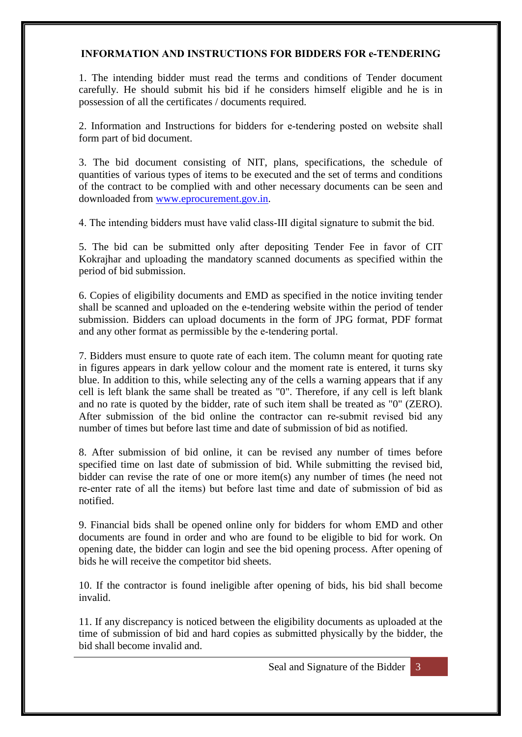### INFORMATION AND INSTRUCTIONS FOR BIDDERS FOR e-TENDERING

1. The intending bidder must read the terms and conditions of Tender document carefully. He should submit his bid if he considers himself eligible and he is in possession of all the certificates / documents required.

2. Information and Instructions for bidders for e-tendering posted on website shall form part of bid document.

3. The bid document consisting of NIT, plans, specifications, the schedule of quantities of various types of items to be executed and the set of terms and conditions of the contract to be complied with and other necessary documents can be seen and downloaded from [www.eprocurement.gov.in](www.eprocurement.gov.in).

4. The intending bidders must have valid class-III digital signature to submit the bid.

5. The bid can be submitted only after depositing Tender Fee in favor of CIT Kokrajhar and uploading the mandatory scanned documents as specified within the period of bid submission.

6. Copies of eligibility documents and EMD as specified in the notice inviting tender shall be scanned and uploaded on the e-tendering website within the period of tender submission. Bidders can upload documents in the form of JPG format, PDF format and any other format as permissible by the e-tendering portal.

7. Bidders must ensure to quote rate of each item. The column meant for quoting rate in figures appears in dark yellow colour and the moment rate is entered, it turns sky blue. In addition to this, while selecting any of the cells a warning appears that if any cell is left blank the same shall be treated as "0". Therefore, if any cell is left blank and no rate is quoted by the bidder, rate of such item shall be treated as "0" (ZERO). After submission of the bid online the contractor can re-submit revised bid any number of times but before last time and date of submission of bid as notified.

8. After submission of bid online, it can be revised any number of times before specified time on last date of submission of bid. While submitting the revised bid, bidder can revise the rate of one or more item(s) any number of times (he need not re-enter rate of all the items) but before last time and date of submission of bid as notified.

9. Financial bids shall be opened online only for bidders for whom EMD and other documents are found in order and who are found to be eligible to bid for work. On opening date, the bidder can login and see the bid opening process. After opening of bids he will receive the competitor bid sheets.

10. If the contractor is found ineligible after opening of bids, his bid shall become invalid.

11. If any discrepancy is noticed between the eligibility documents as uploaded at the time of submission of bid and hard copies as submitted physically by the bidder, the bid shall become invalid and.

Seal and Signature of the Bidder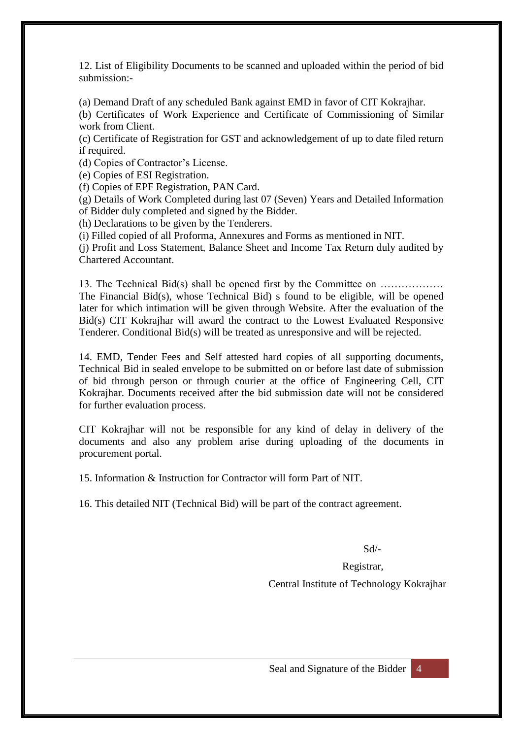12. List of Eligibility Documents to be scanned and uploaded within the period of bid submission:-

(a) Demand Draft of any scheduled Bank against EMD in favor of CIT Kokrajhar.
(b) Certificates of Work Experience and Certificate of Commissioning of Similar work from Client.
(c) Certificate of Registration for GST and acknowledgement of up to date filed return if required.
(d) Copies of Contractor's License.
(e) Copies of ESI Registration.
(f) Copies of EPF Registration, PAN Card.
(g) Details of Work Completed during last 07 (Seven) Years and Detailed Information of Bidder duly completed and signed by the Bidder.
(h) Declarations to be given by the Tenderers.
(i) Filled copied of all Proforma, Annexures and Forms as mentioned in NIT.
(j) Profit and Loss Statement, Balance Sheet and Income Tax Return duly audited by Chartered Accountant.

13. The Technical Bid(s) shall be opened first by the Committee on ……………… The Financial Bid(s), whose Technical Bid) s found to be eligible, will be opened later for which intimation will be given through Website. After the evaluation of the Bid(s) CIT Kokrajhar will award the contract to the Lowest Evaluated Responsive Tenderer. Conditional Bid(s) will be treated as unresponsive and will be rejected.

14. EMD, Tender Fees and Self attested hard copies of all supporting documents, Technical Bid in sealed envelope to be submitted on or before last date of submission of bid through person or through courier at the office of Engineering Cell, CIT Kokrajhar. Documents received after the bid submission date will not be considered for further evaluation process.

CIT Kokrajhar will not be responsible for any kind of delay in delivery of the documents and also any problem arise during uploading of the documents in procurement portal.

15. Information & Instruction for Contractor will form Part of NIT.

16. This detailed NIT (Technical Bid) will be part of the contract agreement.

Sd/-

Registrar,

Central Institute of Technology Kokrajhar

Seal and Signature of the Bidder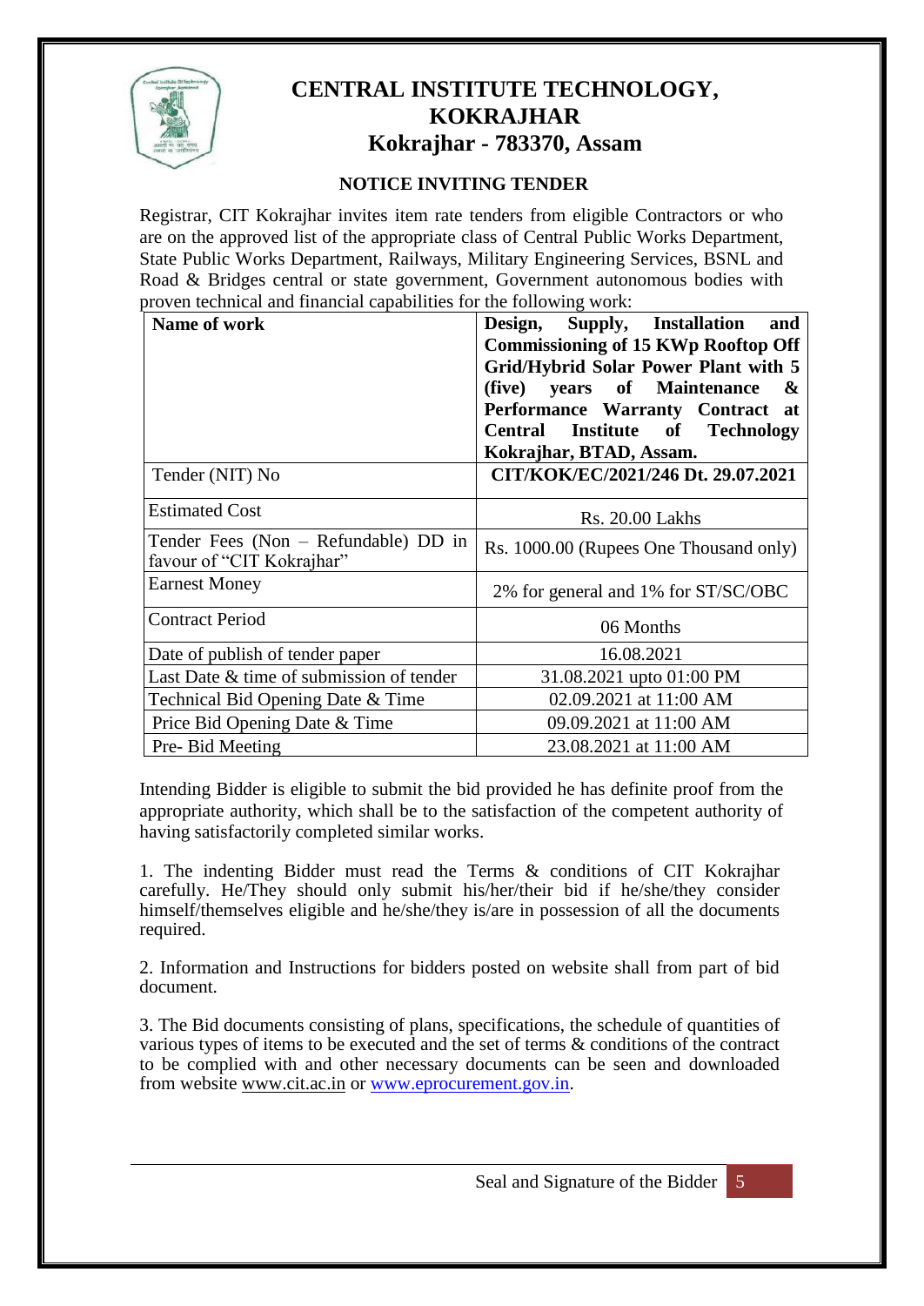# CENTRAL INSTITUTE TECHNOLOGY, KOKRAJHAR

## Kokrajhar - 783370, Assam

### NOTICE INVITING TENDER

Registrar, CIT Kokrajhar invites item rate tenders from eligible Contractors or who are on the approved list of the appropriate class of Central Public Works Department, State Public Works Department, Railways, Military Engineering Services, BSNL and Road & Bridges central or state government, Government autonomous bodies with proven technical and financial capabilities for the following work:

| Name of work | **Design, Supply, Installation and Commissioning of 15 KWp Rooftop Off Grid/Hybrid Solar Power Plant with 5 (five) years of Maintenance & Performance Warranty Contract at Central Institute of Technology Kokrajhar, BTAD, Assam.** |
|---|---|
| Tender (NIT) No | **CIT/KOK/EC/2021/246 Dt. 29.07.2021** |
| Estimated Cost | Rs. 20.00 Lakhs |
| Tender Fees (Non – Refundable) DD in favour of "CIT Kokrajhar" | Rs. 1000.00 (Rupees One Thousand only) |
| Earnest Money | 2% for general and 1% for ST/SC/OBC |
| Contract Period | 06 Months |
| Date of publish of tender paper | 16.08.2021 |
| Last Date & time of submission of tender | 31.08.2021 upto 01:00 PM |
| Technical Bid Opening Date & Time | 02.09.2021 at 11:00 AM |
| Price Bid Opening Date & Time | 09.09.2021 at 11:00 AM |
| Pre- Bid Meeting | 23.08.2021 at 11:00 AM |

Intending Bidder is eligible to submit the bid provided he has definite proof from the appropriate authority, which shall be to the satisfaction of the competent authority of having satisfactorily completed similar works.

1. The indenting Bidder must read the Terms & conditions of CIT Kokrajhar carefully. He/They should only submit his/her/their bid if he/she/they consider himself/themselves eligible and he/she/they is/are in possession of all the documents required.

2. Information and Instructions for bidders posted on website shall from part of bid document.

3. The Bid documents consisting of plans, specifications, the schedule of quantities of various types of items to be executed and the set of terms & conditions of the contract to be complied with and other necessary documents can be seen and downloaded from website www.cit.ac.in or www.eprocurement.gov.in.

Seal and Signature of the Bidder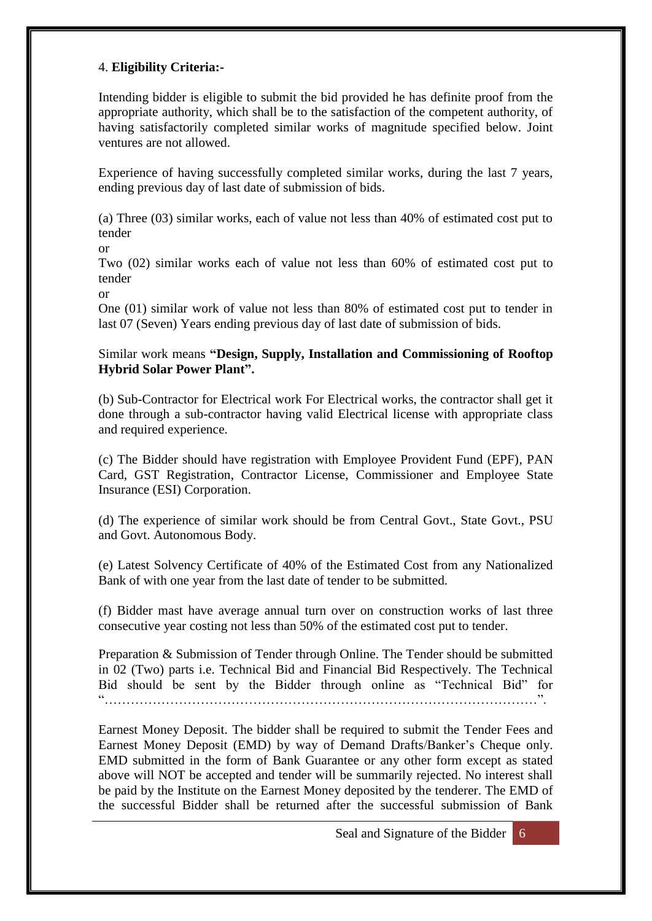4. **Eligibility Criteria:-**

Intending bidder is eligible to submit the bid provided he has definite proof from the appropriate authority, which shall be to the satisfaction of the competent authority, of having satisfactorily completed similar works of magnitude specified below. Joint ventures are not allowed.

Experience of having successfully completed similar works, during the last 7 years, ending previous day of last date of submission of bids.

(a) Three (03) similar works, each of value not less than 40% of estimated cost put to tender

or

Two (02) similar works each of value not less than 60% of estimated cost put to tender

or

One (01) similar work of value not less than 80% of estimated cost put to tender in last 07 (Seven) Years ending previous day of last date of submission of bids.

Similar work means **"Design, Supply, Installation and Commissioning of Rooftop Hybrid Solar Power Plant".**

(b) Sub-Contractor for Electrical work For Electrical works, the contractor shall get it done through a sub-contractor having valid Electrical license with appropriate class and required experience.

(c) The Bidder should have registration with Employee Provident Fund (EPF), PAN Card, GST Registration, Contractor License, Commissioner and Employee State Insurance (ESI) Corporation.

(d) The experience of similar work should be from Central Govt., State Govt., PSU and Govt. Autonomous Body.

(e) Latest Solvency Certificate of 40% of the Estimated Cost from any Nationalized Bank of with one year from the last date of tender to be submitted.

(f) Bidder mast have average annual turn over on construction works of last three consecutive year costing not less than 50% of the estimated cost put to tender.

Preparation & Submission of Tender through Online. The Tender should be submitted in 02 (Two) parts i.e. Technical Bid and Financial Bid Respectively. The Technical Bid should be sent by the Bidder through online as "Technical Bid" for "…………………………………………………………………………………………".

Earnest Money Deposit. The bidder shall be required to submit the Tender Fees and Earnest Money Deposit (EMD) by way of Demand Drafts/Banker's Cheque only. EMD submitted in the form of Bank Guarantee or any other form except as stated above will NOT be accepted and tender will be summarily rejected. No interest shall be paid by the Institute on the Earnest Money deposited by the tenderer. The EMD of the successful Bidder shall be returned after the successful submission of Bank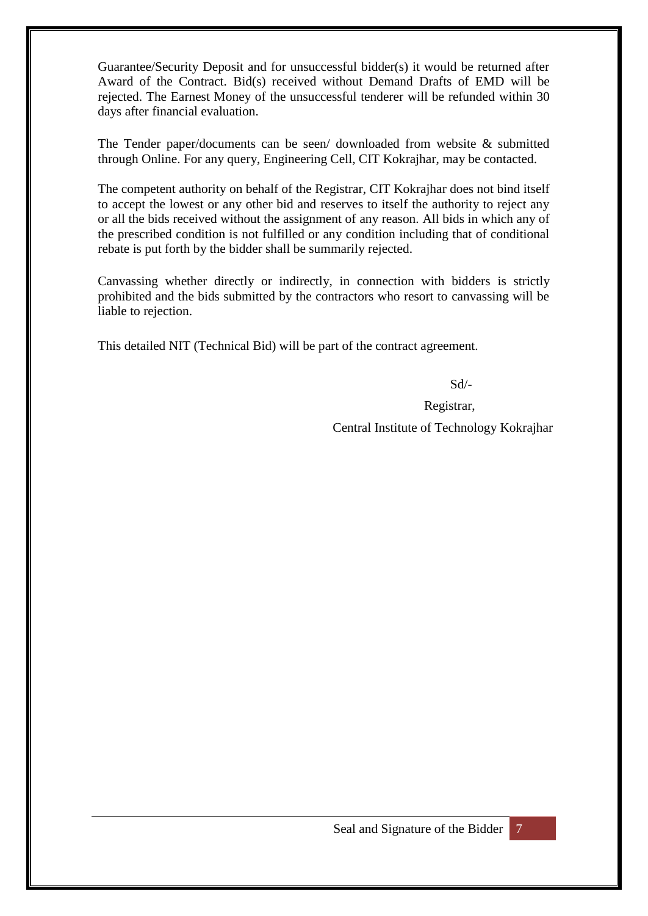Guarantee/Security Deposit and for unsuccessful bidder(s) it would be returned after Award of the Contract. Bid(s) received without Demand Drafts of EMD will be rejected. The Earnest Money of the unsuccessful tenderer will be refunded within 30 days after financial evaluation.

The Tender paper/documents can be seen/ downloaded from website & submitted through Online. For any query, Engineering Cell, CIT Kokrajhar, may be contacted.

The competent authority on behalf of the Registrar, CIT Kokrajhar does not bind itself to accept the lowest or any other bid and reserves to itself the authority to reject any or all the bids received without the assignment of any reason. All bids in which any of the prescribed condition is not fulfilled or any condition including that of conditional rebate is put forth by the bidder shall be summarily rejected.

Canvassing whether directly or indirectly, in connection with bidders is strictly prohibited and the bids submitted by the contractors who resort to canvassing will be liable to rejection.

This detailed NIT (Technical Bid) will be part of the contract agreement.

Sd/-

Registrar,

Central Institute of Technology Kokrajhar

Seal and Signature of the Bidder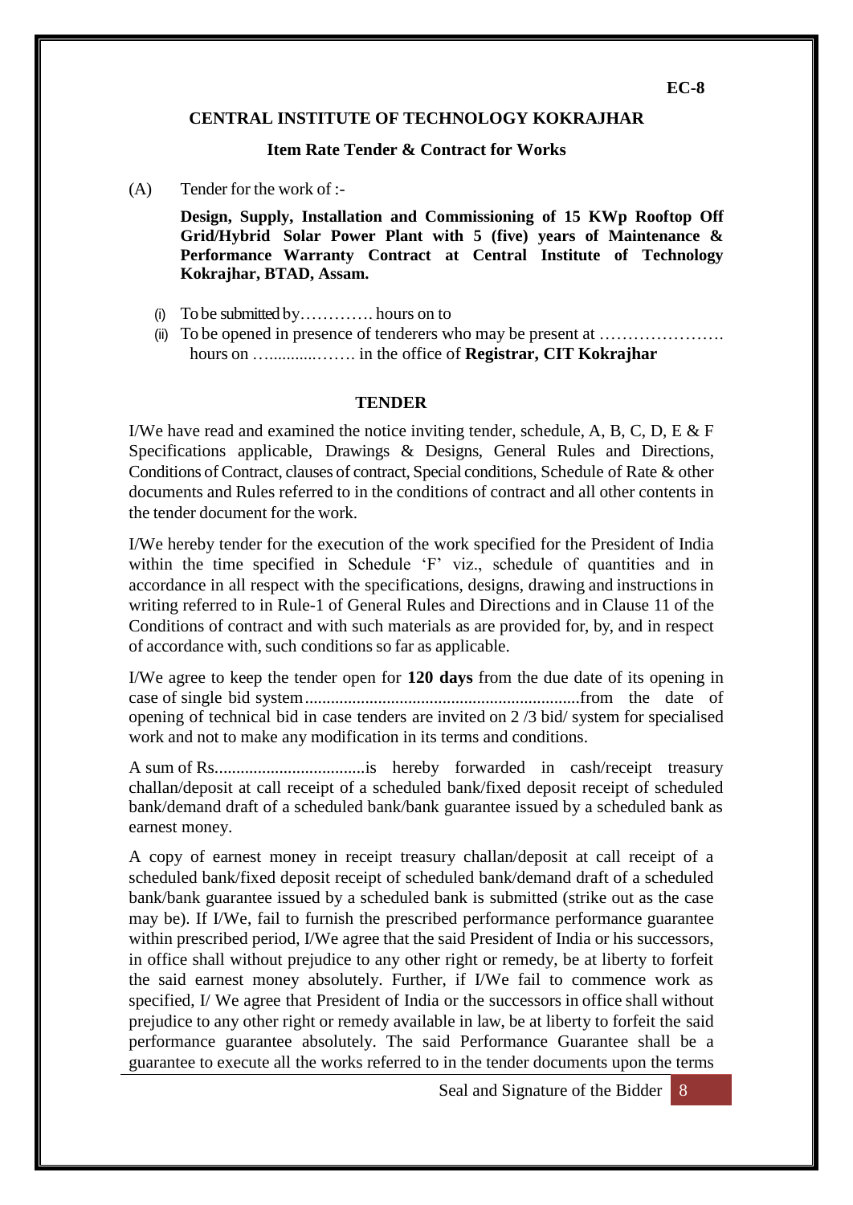EC-8

## CENTRAL INSTITUTE OF TECHNOLOGY KOKRAJHAR

### Item Rate Tender & Contract for Works

(A) Tender for the work of :-

**Design, Supply, Installation and Commissioning of 15 KWp Rooftop Off Grid/Hybrid Solar Power Plant with 5 (five) years of Maintenance & Performance Warranty Contract at Central Institute of Technology Kokrajhar, BTAD, Assam.**

(i) To be submitted by…………. hours on to

(ii) To be opened in presence of tenderers who may be present at …………………. hours on …..........……. in the office of **Registrar, CIT Kokrajhar**

### TENDER

I/We have read and examined the notice inviting tender, schedule, A, B, C, D, E & F Specifications applicable, Drawings & Designs, General Rules and Directions, Conditions of Contract, clauses of contract, Special conditions, Schedule of Rate & other documents and Rules referred to in the conditions of contract and all other contents in the tender document for the work.

I/We hereby tender for the execution of the work specified for the President of India within the time specified in Schedule 'F' viz., schedule of quantities and in accordance in all respect with the specifications, designs, drawing and instructions in writing referred to in Rule-1 of General Rules and Directions and in Clause 11 of the Conditions of contract and with such materials as are provided for, by, and in respect of accordance with, such conditions so far as applicable.

I/We agree to keep the tender open for **120 days** from the due date of its opening in case of single bid system...............................................................from the date of opening of technical bid in case tenders are invited on 2 /3 bid/ system for specialised work and not to make any modification in its terms and conditions.

A sum of Rs...................................is hereby forwarded in cash/receipt treasury challan/deposit at call receipt of a scheduled bank/fixed deposit receipt of scheduled bank/demand draft of a scheduled bank/bank guarantee issued by a scheduled bank as earnest money.

A copy of earnest money in receipt treasury challan/deposit at call receipt of a scheduled bank/fixed deposit receipt of scheduled bank/demand draft of a scheduled bank/bank guarantee issued by a scheduled bank is submitted (strike out as the case may be). If I/We, fail to furnish the prescribed performance performance guarantee within prescribed period, I/We agree that the said President of India or his successors, in office shall without prejudice to any other right or remedy, be at liberty to forfeit the said earnest money absolutely. Further, if I/We fail to commence work as specified, I/ We agree that President of India or the successors in office shall without prejudice to any other right or remedy available in law, be at liberty to forfeit the said performance guarantee absolutely. The said Performance Guarantee shall be a guarantee to execute all the works referred to in the tender documents upon the terms

Seal and Signature of the Bidder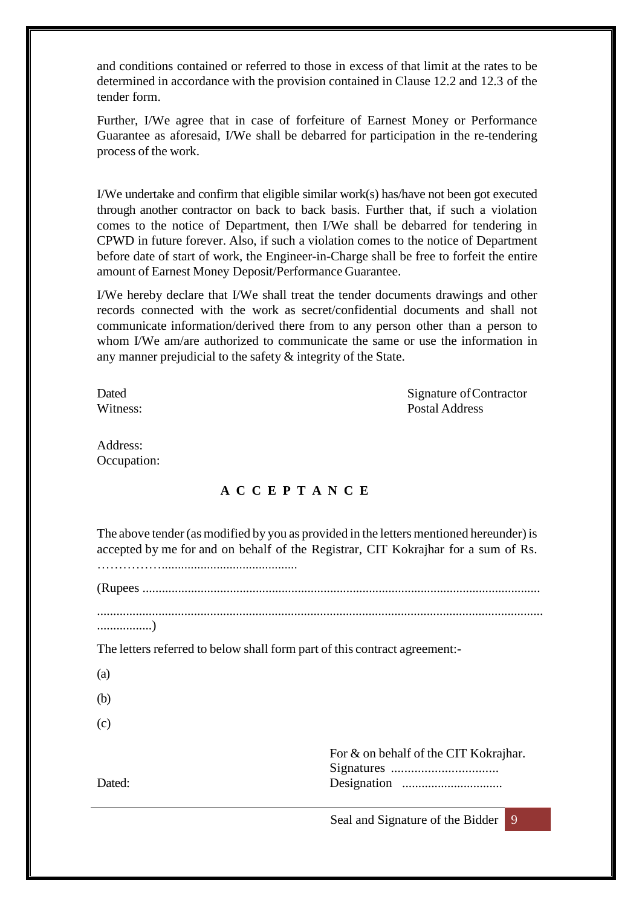and conditions contained or referred to those in excess of that limit at the rates to be determined in accordance with the provision contained in Clause 12.2 and 12.3 of the tender form.

Further, I/We agree that in case of forfeiture of Earnest Money or Performance Guarantee as aforesaid, I/We shall be debarred for participation in the re-tendering process of the work.

I/We undertake and confirm that eligible similar work(s) has/have not been got executed through another contractor on back to back basis. Further that, if such a violation comes to the notice of Department, then I/We shall be debarred for tendering in CPWD in future forever. Also, if such a violation comes to the notice of Department before date of start of work, the Engineer-in-Charge shall be free to forfeit the entire amount of Earnest Money Deposit/Performance Guarantee.

I/We hereby declare that I/We shall treat the tender documents drawings and other records connected with the work as secret/confidential documents and shall not communicate information/derived there from to any person other than a person to whom I/We am/are authorized to communicate the same or use the information in any manner prejudicial to the safety & integrity of the State.

Dated　　　　　　　　　　　　　　　　　　　　Signature of Contractor

Witness:　　　　　　　　　　　　　　　　　　　Postal Address

Address:

Occupation:

## A C C E P T A N C E

The above tender (as modified by you as provided in the letters mentioned hereunder) is accepted by me for and on behalf of the Registrar, CIT Kokrajhar for a sum of Rs. ……………..........................................

(Rupees ..........................................................................................................................

.........................................................................................................................................
.................)

The letters referred to below shall form part of this contract agreement:-

(a)

(b)

(c)

For & on behalf of the CIT Kokrajhar.

Signatures ................................

Dated:　　　　　　　　　　　　　　　　Designation ...............................

Seal and Signature of the Bidder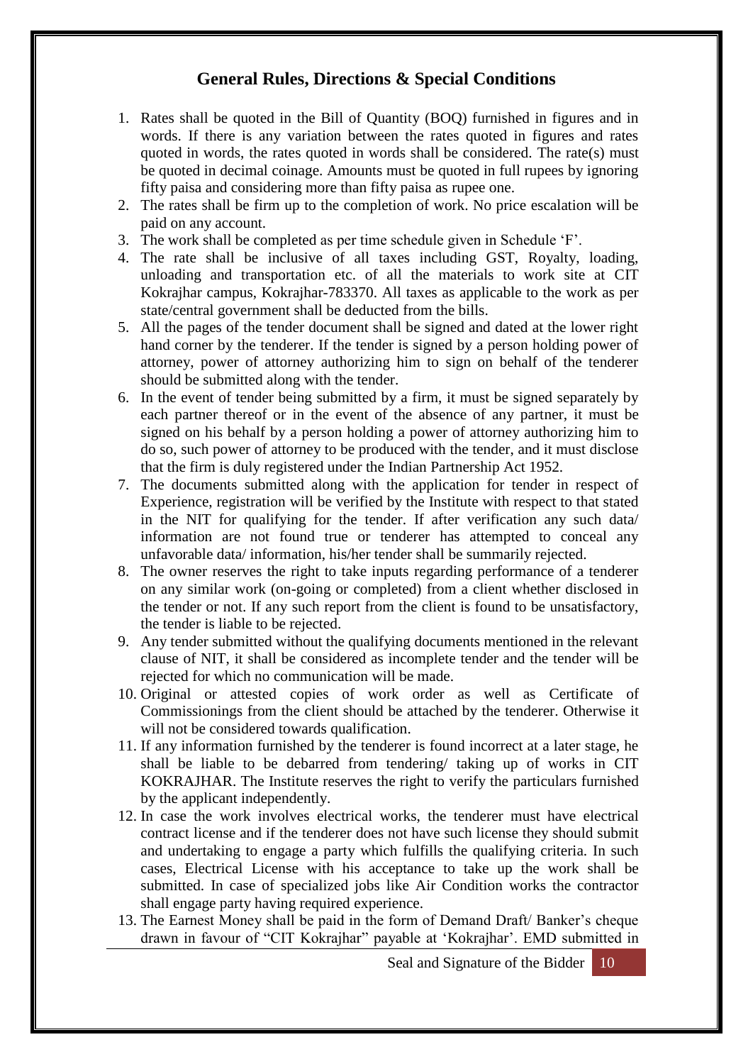## General Rules, Directions & Special Conditions

1. Rates shall be quoted in the Bill of Quantity (BOQ) furnished in figures and in words. If there is any variation between the rates quoted in figures and rates quoted in words, the rates quoted in words shall be considered. The rate(s) must be quoted in decimal coinage. Amounts must be quoted in full rupees by ignoring fifty paisa and considering more than fifty paisa as rupee one.
2. The rates shall be firm up to the completion of work. No price escalation will be paid on any account.
3. The work shall be completed as per time schedule given in Schedule 'F'.
4. The rate shall be inclusive of all taxes including GST, Royalty, loading, unloading and transportation etc. of all the materials to work site at CIT Kokrajhar campus, Kokrajhar-783370. All taxes as applicable to the work as per state/central government shall be deducted from the bills.
5. All the pages of the tender document shall be signed and dated at the lower right hand corner by the tenderer. If the tender is signed by a person holding power of attorney, power of attorney authorizing him to sign on behalf of the tenderer should be submitted along with the tender.
6. In the event of tender being submitted by a firm, it must be signed separately by each partner thereof or in the event of the absence of any partner, it must be signed on his behalf by a person holding a power of attorney authorizing him to do so, such power of attorney to be produced with the tender, and it must disclose that the firm is duly registered under the Indian Partnership Act 1952.
7. The documents submitted along with the application for tender in respect of Experience, registration will be verified by the Institute with respect to that stated in the NIT for qualifying for the tender. If after verification any such data/ information are not found true or tenderer has attempted to conceal any unfavorable data/ information, his/her tender shall be summarily rejected.
8. The owner reserves the right to take inputs regarding performance of a tenderer on any similar work (on-going or completed) from a client whether disclosed in the tender or not. If any such report from the client is found to be unsatisfactory, the tender is liable to be rejected.
9. Any tender submitted without the qualifying documents mentioned in the relevant clause of NIT, it shall be considered as incomplete tender and the tender will be rejected for which no communication will be made.
10. Original or attested copies of work order as well as Certificate of Commissionings from the client should be attached by the tenderer. Otherwise it will not be considered towards qualification.
11. If any information furnished by the tenderer is found incorrect at a later stage, he shall be liable to be debarred from tendering/ taking up of works in CIT KOKRAJHAR. The Institute reserves the right to verify the particulars furnished by the applicant independently.
12. In case the work involves electrical works, the tenderer must have electrical contract license and if the tenderer does not have such license they should submit and undertaking to engage a party which fulfills the qualifying criteria. In such cases, Electrical License with his acceptance to take up the work shall be submitted. In case of specialized jobs like Air Condition works the contractor shall engage party having required experience.
13. The Earnest Money shall be paid in the form of Demand Draft/ Banker's cheque drawn in favour of "CIT Kokrajhar" payable at 'Kokrajhar'. EMD submitted in

Seal and Signature of the Bidder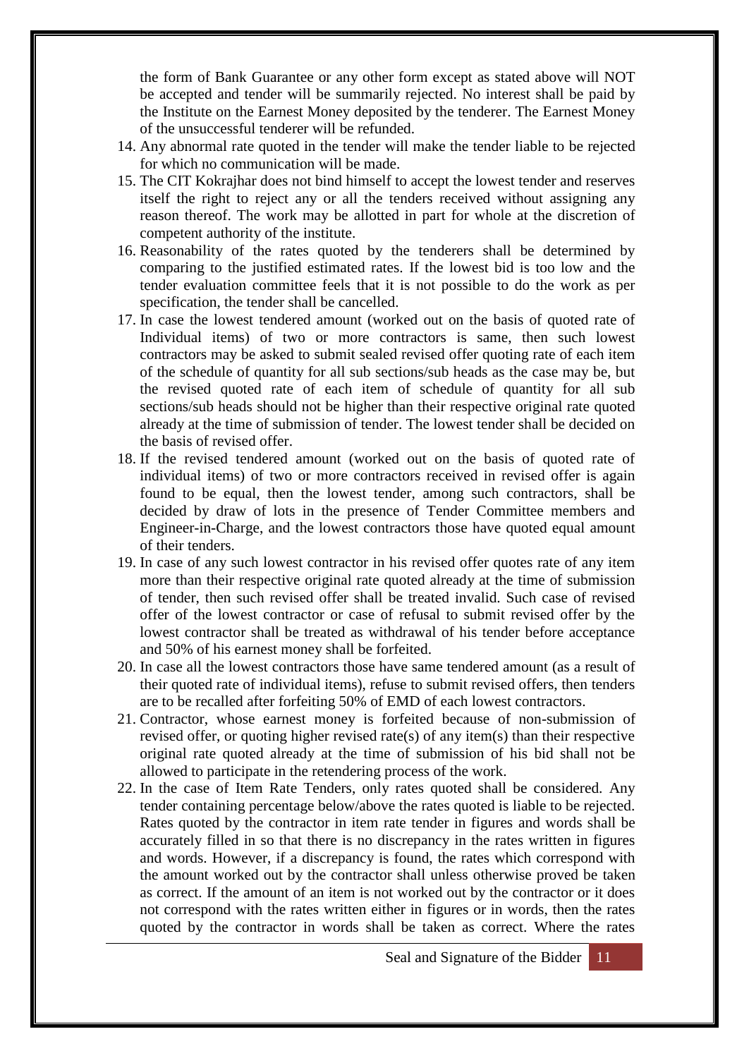the form of Bank Guarantee or any other form except as stated above will NOT be accepted and tender will be summarily rejected. No interest shall be paid by the Institute on the Earnest Money deposited by the tenderer. The Earnest Money of the unsuccessful tenderer will be refunded.

14. Any abnormal rate quoted in the tender will make the tender liable to be rejected for which no communication will be made.
15. The CIT Kokrajhar does not bind himself to accept the lowest tender and reserves itself the right to reject any or all the tenders received without assigning any reason thereof. The work may be allotted in part for whole at the discretion of competent authority of the institute.
16. Reasonability of the rates quoted by the tenderers shall be determined by comparing to the justified estimated rates. If the lowest bid is too low and the tender evaluation committee feels that it is not possible to do the work as per specification, the tender shall be cancelled.
17. In case the lowest tendered amount (worked out on the basis of quoted rate of Individual items) of two or more contractors is same, then such lowest contractors may be asked to submit sealed revised offer quoting rate of each item of the schedule of quantity for all sub sections/sub heads as the case may be, but the revised quoted rate of each item of schedule of quantity for all sub sections/sub heads should not be higher than their respective original rate quoted already at the time of submission of tender. The lowest tender shall be decided on the basis of revised offer.
18. If the revised tendered amount (worked out on the basis of quoted rate of individual items) of two or more contractors received in revised offer is again found to be equal, then the lowest tender, among such contractors, shall be decided by draw of lots in the presence of Tender Committee members and Engineer-in-Charge, and the lowest contractors those have quoted equal amount of their tenders.
19. In case of any such lowest contractor in his revised offer quotes rate of any item more than their respective original rate quoted already at the time of submission of tender, then such revised offer shall be treated invalid. Such case of revised offer of the lowest contractor or case of refusal to submit revised offer by the lowest contractor shall be treated as withdrawal of his tender before acceptance and 50% of his earnest money shall be forfeited.
20. In case all the lowest contractors those have same tendered amount (as a result of their quoted rate of individual items), refuse to submit revised offers, then tenders are to be recalled after forfeiting 50% of EMD of each lowest contractors.
21. Contractor, whose earnest money is forfeited because of non-submission of revised offer, or quoting higher revised rate(s) of any item(s) than their respective original rate quoted already at the time of submission of his bid shall not be allowed to participate in the retendering process of the work.
22. In the case of Item Rate Tenders, only rates quoted shall be considered. Any tender containing percentage below/above the rates quoted is liable to be rejected. Rates quoted by the contractor in item rate tender in figures and words shall be accurately filled in so that there is no discrepancy in the rates written in figures and words. However, if a discrepancy is found, the rates which correspond with the amount worked out by the contractor shall unless otherwise proved be taken as correct. If the amount of an item is not worked out by the contractor or it does not correspond with the rates written either in figures or in words, then the rates quoted by the contractor in words shall be taken as correct. Where the rates

Seal and Signature of the Bidder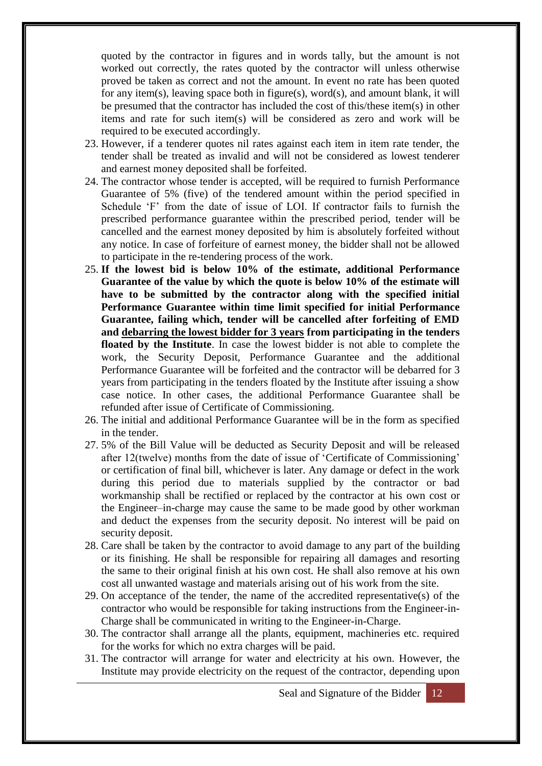quoted by the contractor in figures and in words tally, but the amount is not worked out correctly, the rates quoted by the contractor will unless otherwise proved be taken as correct and not the amount. In event no rate has been quoted for any item(s), leaving space both in figure(s), word(s), and amount blank, it will be presumed that the contractor has included the cost of this/these item(s) in other items and rate for such item(s) will be considered as zero and work will be required to be executed accordingly.

23. However, if a tenderer quotes nil rates against each item in item rate tender, the tender shall be treated as invalid and will not be considered as lowest tenderer and earnest money deposited shall be forfeited.
24. The contractor whose tender is accepted, will be required to furnish Performance Guarantee of 5% (five) of the tendered amount within the period specified in Schedule 'F' from the date of issue of LOI. If contractor fails to furnish the prescribed performance guarantee within the prescribed period, tender will be cancelled and the earnest money deposited by him is absolutely forfeited without any notice. In case of forfeiture of earnest money, the bidder shall not be allowed to participate in the re-tendering process of the work.
25. **If the lowest bid is below 10% of the estimate, additional Performance Guarantee of the value by which the quote is below 10% of the estimate will have to be submitted by the contractor along with the specified initial Performance Guarantee within time limit specified for initial Performance Guarantee, failing which, tender will be cancelled after forfeiting of EMD and <u>debarring the lowest bidder for 3 years</u> from participating in the tenders floated by the Institute**. In case the lowest bidder is not able to complete the work, the Security Deposit, Performance Guarantee and the additional Performance Guarantee will be forfeited and the contractor will be debarred for 3 years from participating in the tenders floated by the Institute after issuing a show case notice. In other cases, the additional Performance Guarantee shall be refunded after issue of Certificate of Commissioning.
26. The initial and additional Performance Guarantee will be in the form as specified in the tender.
27. 5% of the Bill Value will be deducted as Security Deposit and will be released after 12(twelve) months from the date of issue of 'Certificate of Commissioning' or certification of final bill, whichever is later. Any damage or defect in the work during this period due to materials supplied by the contractor or bad workmanship shall be rectified or replaced by the contractor at his own cost or the Engineer–in-charge may cause the same to be made good by other workman and deduct the expenses from the security deposit. No interest will be paid on security deposit.
28. Care shall be taken by the contractor to avoid damage to any part of the building or its finishing. He shall be responsible for repairing all damages and resorting the same to their original finish at his own cost. He shall also remove at his own cost all unwanted wastage and materials arising out of his work from the site.
29. On acceptance of the tender, the name of the accredited representative(s) of the contractor who would be responsible for taking instructions from the Engineer-in-Charge shall be communicated in writing to the Engineer-in-Charge.
30. The contractor shall arrange all the plants, equipment, machineries etc. required for the works for which no extra charges will be paid.
31. The contractor will arrange for water and electricity at his own. However, the Institute may provide electricity on the request of the contractor, depending upon

Seal and Signature of the Bidder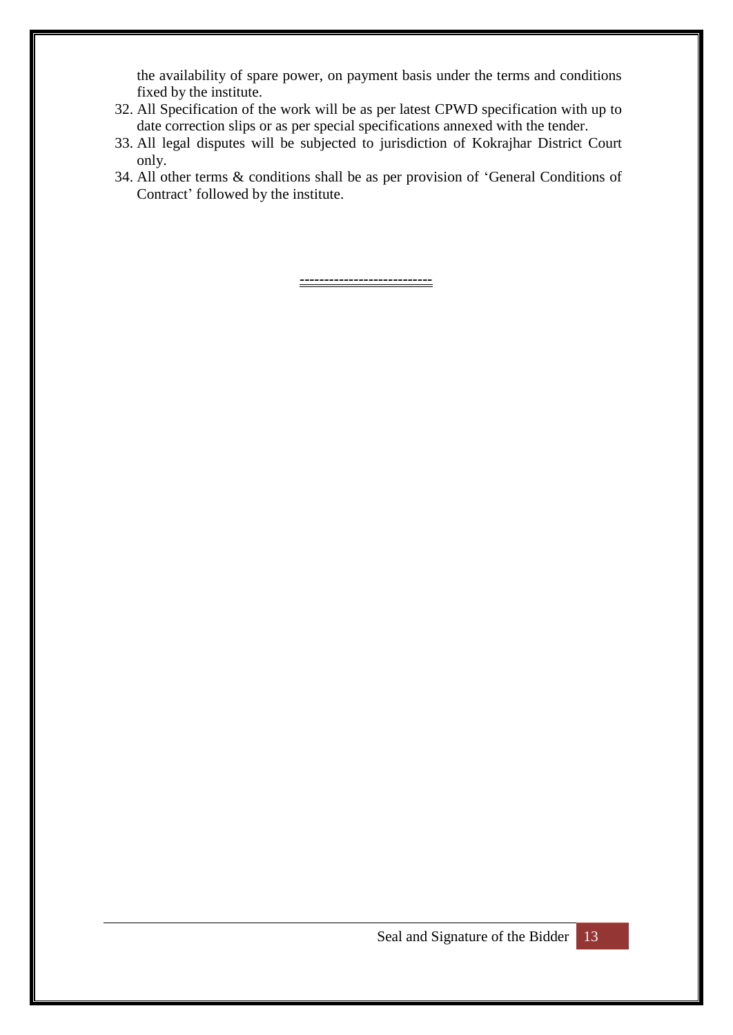the availability of spare power, on payment basis under the terms and conditions fixed by the institute.

32. All Specification of the work will be as per latest CPWD specification with up to date correction slips or as per special specifications annexed with the tender.
33. All legal disputes will be subjected to jurisdiction of Kokrajhar District Court only.
34. All other terms & conditions shall be as per provision of 'General Conditions of Contract' followed by the institute.

---

Seal and Signature of the Bidder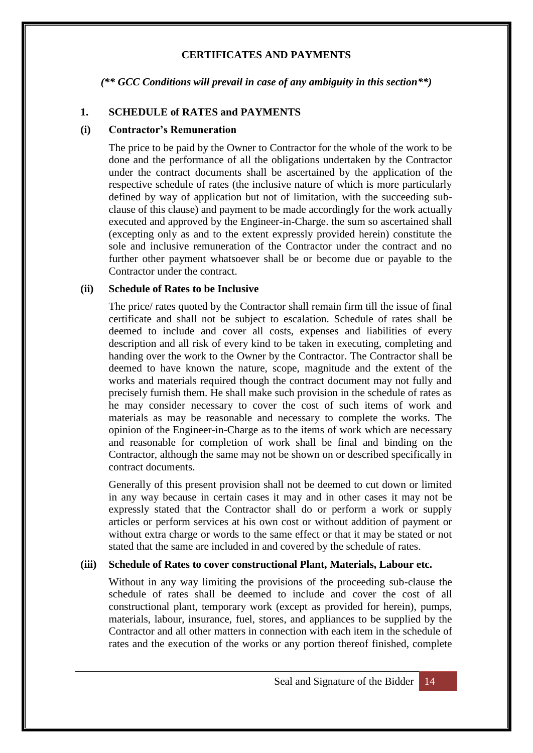## CERTIFICATES AND PAYMENTS

*(** GCC Conditions will prevail in case of any ambiguity in this section**)*

### 1. SCHEDULE of RATES and PAYMENTS

#### (i) Contractor's Remuneration

The price to be paid by the Owner to Contractor for the whole of the work to be done and the performance of all the obligations undertaken by the Contractor under the contract documents shall be ascertained by the application of the respective schedule of rates (the inclusive nature of which is more particularly defined by way of application but not of limitation, with the succeeding sub-clause of this clause) and payment to be made accordingly for the work actually executed and approved by the Engineer-in-Charge. the sum so ascertained shall (excepting only as and to the extent expressly provided herein) constitute the sole and inclusive remuneration of the Contractor under the contract and no further other payment whatsoever shall be or become due or payable to the Contractor under the contract.

#### (ii) Schedule of Rates to be Inclusive

The price/ rates quoted by the Contractor shall remain firm till the issue of final certificate and shall not be subject to escalation. Schedule of rates shall be deemed to include and cover all costs, expenses and liabilities of every description and all risk of every kind to be taken in executing, completing and handing over the work to the Owner by the Contractor. The Contractor shall be deemed to have known the nature, scope, magnitude and the extent of the works and materials required though the contract document may not fully and precisely furnish them. He shall make such provision in the schedule of rates as he may consider necessary to cover the cost of such items of work and materials as may be reasonable and necessary to complete the works. The opinion of the Engineer-in-Charge as to the items of work which are necessary and reasonable for completion of work shall be final and binding on the Contractor, although the same may not be shown on or described specifically in contract documents.

Generally of this present provision shall not be deemed to cut down or limited in any way because in certain cases it may and in other cases it may not be expressly stated that the Contractor shall do or perform a work or supply articles or perform services at his own cost or without addition of payment or without extra charge or words to the same effect or that it may be stated or not stated that the same are included in and covered by the schedule of rates.

#### (iii) Schedule of Rates to cover constructional Plant, Materials, Labour etc.

Without in any way limiting the provisions of the proceeding sub-clause the schedule of rates shall be deemed to include and cover the cost of all constructional plant, temporary work (except as provided for herein), pumps, materials, labour, insurance, fuel, stores, and appliances to be supplied by the Contractor and all other matters in connection with each item in the schedule of rates and the execution of the works or any portion thereof finished, complete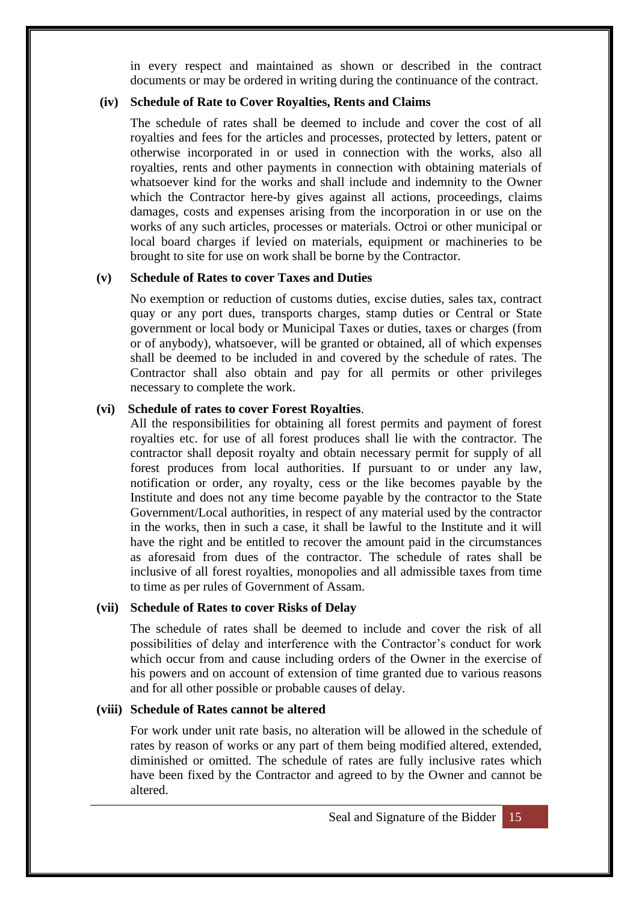in every respect and maintained as shown or described in the contract documents or may be ordered in writing during the continuance of the contract.

**(iv) Schedule of Rate to Cover Royalties, Rents and Claims**

The schedule of rates shall be deemed to include and cover the cost of all royalties and fees for the articles and processes, protected by letters, patent or otherwise incorporated in or used in connection with the works, also all royalties, rents and other payments in connection with obtaining materials of whatsoever kind for the works and shall include and indemnity to the Owner which the Contractor here-by gives against all actions, proceedings, claims damages, costs and expenses arising from the incorporation in or use on the works of any such articles, processes or materials. Octroi or other municipal or local board charges if levied on materials, equipment or machineries to be brought to site for use on work shall be borne by the Contractor.

**(v) Schedule of Rates to cover Taxes and Duties**

No exemption or reduction of customs duties, excise duties, sales tax, contract quay or any port dues, transports charges, stamp duties or Central or State government or local body or Municipal Taxes or duties, taxes or charges (from or of anybody), whatsoever, will be granted or obtained, all of which expenses shall be deemed to be included in and covered by the schedule of rates. The Contractor shall also obtain and pay for all permits or other privileges necessary to complete the work.

**(vi) Schedule of rates to cover Forest Royalties**.

All the responsibilities for obtaining all forest permits and payment of forest royalties etc. for use of all forest produces shall lie with the contractor. The contractor shall deposit royalty and obtain necessary permit for supply of all forest produces from local authorities. If pursuant to or under any law, notification or order, any royalty, cess or the like becomes payable by the Institute and does not any time become payable by the contractor to the State Government/Local authorities, in respect of any material used by the contractor in the works, then in such a case, it shall be lawful to the Institute and it will have the right and be entitled to recover the amount paid in the circumstances as aforesaid from dues of the contractor. The schedule of rates shall be inclusive of all forest royalties, monopolies and all admissible taxes from time to time as per rules of Government of Assam.

**(vii) Schedule of Rates to cover Risks of Delay**

The schedule of rates shall be deemed to include and cover the risk of all possibilities of delay and interference with the Contractor's conduct for work which occur from and cause including orders of the Owner in the exercise of his powers and on account of extension of time granted due to various reasons and for all other possible or probable causes of delay.

**(viii) Schedule of Rates cannot be altered**

For work under unit rate basis, no alteration will be allowed in the schedule of rates by reason of works or any part of them being modified altered, extended, diminished or omitted. The schedule of rates are fully inclusive rates which have been fixed by the Contractor and agreed to by the Owner and cannot be altered.

Seal and Signature of the Bidder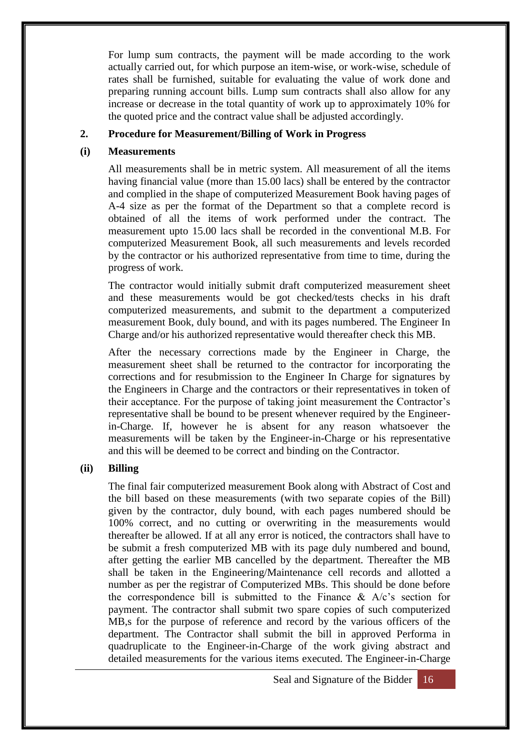For lump sum contracts, the payment will be made according to the work actually carried out, for which purpose an item-wise, or work-wise, schedule of rates shall be furnished, suitable for evaluating the value of work done and preparing running account bills. Lump sum contracts shall also allow for any increase or decrease in the total quantity of work up to approximately 10% for the quoted price and the contract value shall be adjusted accordingly.

**2. Procedure for Measurement/Billing of Work in Progress**

**(i) Measurements**

All measurements shall be in metric system. All measurement of all the items having financial value (more than 15.00 lacs) shall be entered by the contractor and complied in the shape of computerized Measurement Book having pages of A-4 size as per the format of the Department so that a complete record is obtained of all the items of work performed under the contract. The measurement upto 15.00 lacs shall be recorded in the conventional M.B. For computerized Measurement Book, all such measurements and levels recorded by the contractor or his authorized representative from time to time, during the progress of work.

The contractor would initially submit draft computerized measurement sheet and these measurements would be got checked/tests checks in his draft computerized measurements, and submit to the department a computerized measurement Book, duly bound, and with its pages numbered. The Engineer In Charge and/or his authorized representative would thereafter check this MB.

After the necessary corrections made by the Engineer in Charge, the measurement sheet shall be returned to the contractor for incorporating the corrections and for resubmission to the Engineer In Charge for signatures by the Engineers in Charge and the contractors or their representatives in token of their acceptance. For the purpose of taking joint measurement the Contractor's representative shall be bound to be present whenever required by the Engineer-in-Charge. If, however he is absent for any reason whatsoever the measurements will be taken by the Engineer-in-Charge or his representative and this will be deemed to be correct and binding on the Contractor.

**(ii) Billing**

The final fair computerized measurement Book along with Abstract of Cost and the bill based on these measurements (with two separate copies of the Bill) given by the contractor, duly bound, with each pages numbered should be 100% correct, and no cutting or overwriting in the measurements would thereafter be allowed. If at all any error is noticed, the contractors shall have to be submit a fresh computerized MB with its page duly numbered and bound, after getting the earlier MB cancelled by the department. Thereafter the MB shall be taken in the Engineering/Maintenance cell records and allotted a number as per the registrar of Computerized MBs. This should be done before the correspondence bill is submitted to the Finance & A/c's section for payment. The contractor shall submit two spare copies of such computerized MB,s for the purpose of reference and record by the various officers of the department. The Contractor shall submit the bill in approved Performa in quadruplicate to the Engineer-in-Charge of the work giving abstract and detailed measurements for the various items executed. The Engineer-in-Charge

Seal and Signature of the Bidder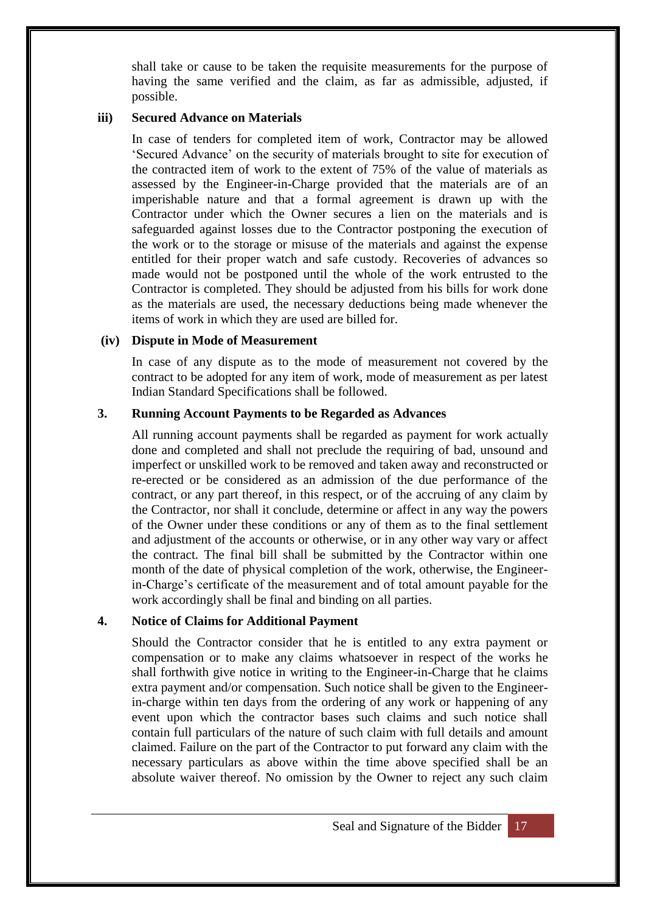shall take or cause to be taken the requisite measurements for the purpose of having the same verified and the claim, as far as admissible, adjusted, if possible.

**iii) Secured Advance on Materials**

In case of tenders for completed item of work, Contractor may be allowed 'Secured Advance' on the security of materials brought to site for execution of the contracted item of work to the extent of 75% of the value of materials as assessed by the Engineer-in-Charge provided that the materials are of an imperishable nature and that a formal agreement is drawn up with the Contractor under which the Owner secures a lien on the materials and is safeguarded against losses due to the Contractor postponing the execution of the work or to the storage or misuse of the materials and against the expense entitled for their proper watch and safe custody. Recoveries of advances so made would not be postponed until the whole of the work entrusted to the Contractor is completed. They should be adjusted from his bills for work done as the materials are used, the necessary deductions being made whenever the items of work in which they are used are billed for.

**(iv) Dispute in Mode of Measurement**

In case of any dispute as to the mode of measurement not covered by the contract to be adopted for any item of work, mode of measurement as per latest Indian Standard Specifications shall be followed.

**3. Running Account Payments to be Regarded as Advances**

All running account payments shall be regarded as payment for work actually done and completed and shall not preclude the requiring of bad, unsound and imperfect or unskilled work to be removed and taken away and reconstructed or re-erected or be considered as an admission of the due performance of the contract, or any part thereof, in this respect, or of the accruing of any claim by the Contractor, nor shall it conclude, determine or affect in any way the powers of the Owner under these conditions or any of them as to the final settlement and adjustment of the accounts or otherwise, or in any other way vary or affect the contract. The final bill shall be submitted by the Contractor within one month of the date of physical completion of the work, otherwise, the Engineer-in-Charge's certificate of the measurement and of total amount payable for the work accordingly shall be final and binding on all parties.

**4. Notice of Claims for Additional Payment**

Should the Contractor consider that he is entitled to any extra payment or compensation or to make any claims whatsoever in respect of the works he shall forthwith give notice in writing to the Engineer-in-Charge that he claims extra payment and/or compensation. Such notice shall be given to the Engineer-in-charge within ten days from the ordering of any work or happening of any event upon which the contractor bases such claims and such notice shall contain full particulars of the nature of such claim with full details and amount claimed. Failure on the part of the Contractor to put forward any claim with the necessary particulars as above within the time above specified shall be an absolute waiver thereof. No omission by the Owner to reject any such claim

Seal and Signature of the Bidder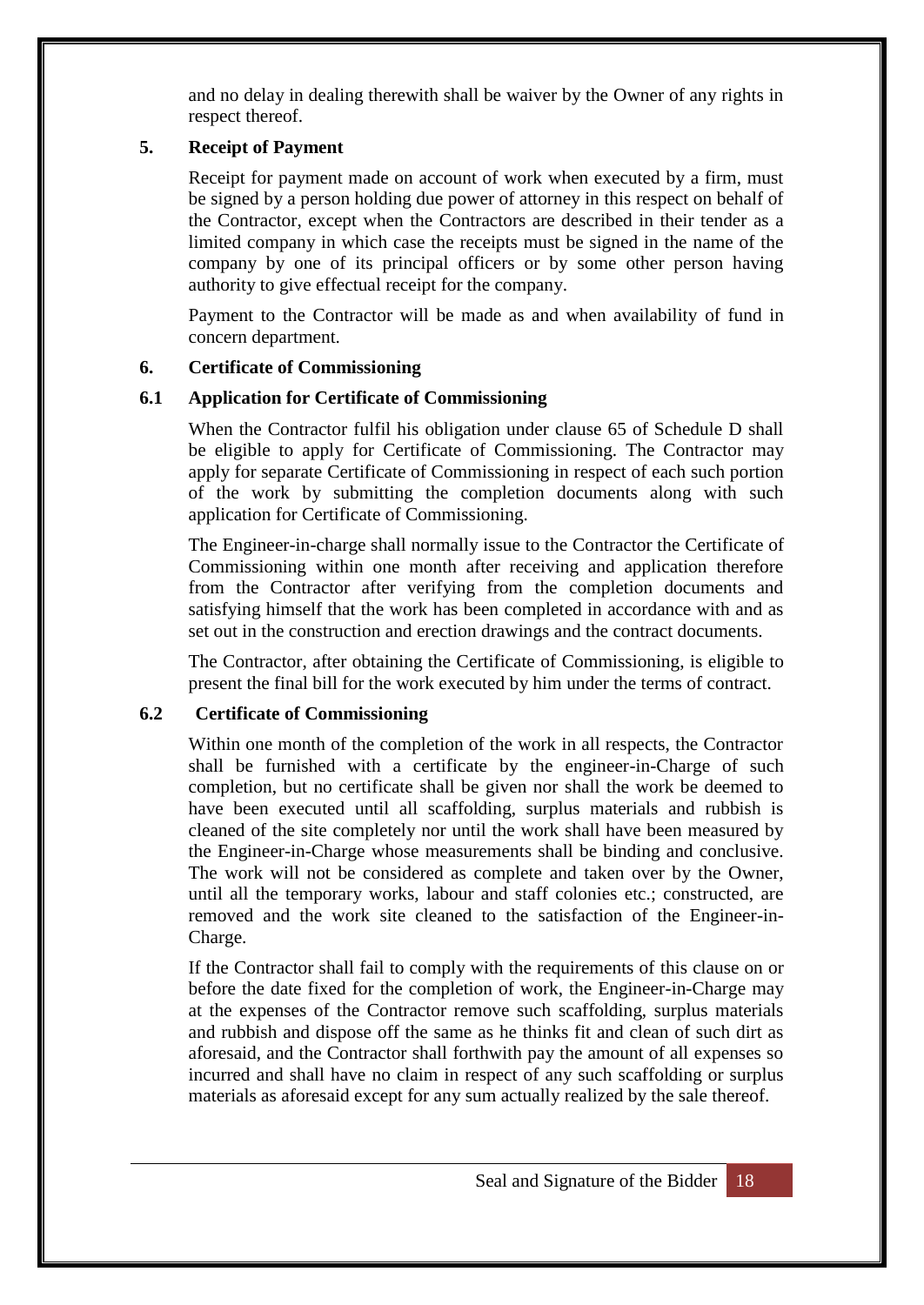and no delay in dealing therewith shall be waiver by the Owner of any rights in respect thereof.

## 5. Receipt of Payment

Receipt for payment made on account of work when executed by a firm, must be signed by a person holding due power of attorney in this respect on behalf of the Contractor, except when the Contractors are described in their tender as a limited company in which case the receipts must be signed in the name of the company by one of its principal officers or by some other person having authority to give effectual receipt for the company.

Payment to the Contractor will be made as and when availability of fund in concern department.

## 6. Certificate of Commissioning

### 6.1 Application for Certificate of Commissioning

When the Contractor fulfil his obligation under clause 65 of Schedule D shall be eligible to apply for Certificate of Commissioning. The Contractor may apply for separate Certificate of Commissioning in respect of each such portion of the work by submitting the completion documents along with such application for Certificate of Commissioning.

The Engineer-in-charge shall normally issue to the Contractor the Certificate of Commissioning within one month after receiving and application therefore from the Contractor after verifying from the completion documents and satisfying himself that the work has been completed in accordance with and as set out in the construction and erection drawings and the contract documents.

The Contractor, after obtaining the Certificate of Commissioning, is eligible to present the final bill for the work executed by him under the terms of contract.

### 6.2 Certificate of Commissioning

Within one month of the completion of the work in all respects, the Contractor shall be furnished with a certificate by the engineer-in-Charge of such completion, but no certificate shall be given nor shall the work be deemed to have been executed until all scaffolding, surplus materials and rubbish is cleaned of the site completely nor until the work shall have been measured by the Engineer-in-Charge whose measurements shall be binding and conclusive. The work will not be considered as complete and taken over by the Owner, until all the temporary works, labour and staff colonies etc.; constructed, are removed and the work site cleaned to the satisfaction of the Engineer-in-Charge.

If the Contractor shall fail to comply with the requirements of this clause on or before the date fixed for the completion of work, the Engineer-in-Charge may at the expenses of the Contractor remove such scaffolding, surplus materials and rubbish and dispose off the same as he thinks fit and clean of such dirt as aforesaid, and the Contractor shall forthwith pay the amount of all expenses so incurred and shall have no claim in respect of any such scaffolding or surplus materials as aforesaid except for any sum actually realized by the sale thereof.

Seal and Signature of the Bidder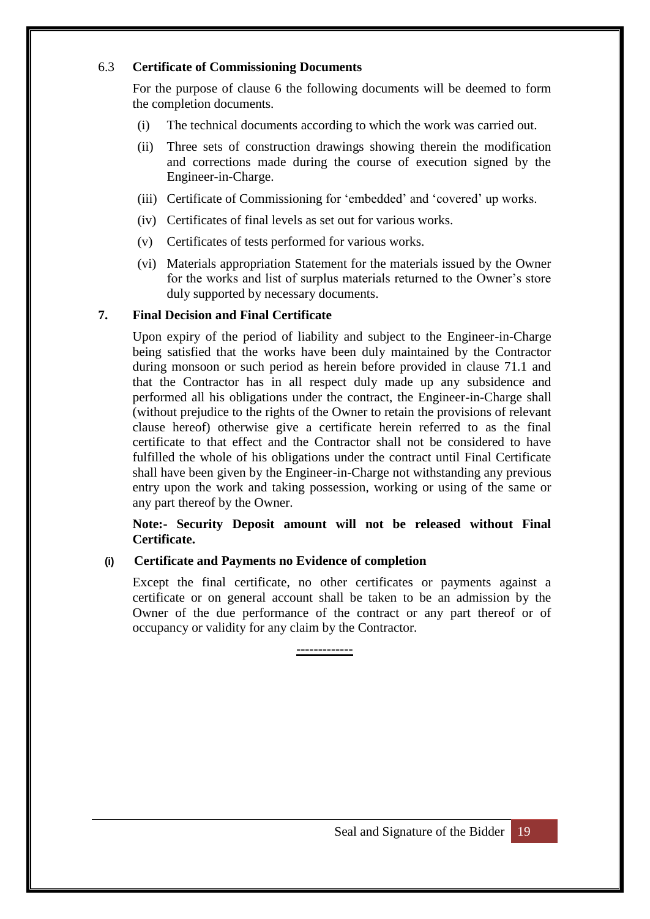### 6.3 Certificate of Commissioning Documents

For the purpose of clause 6 the following documents will be deemed to form the completion documents.

(i) The technical documents according to which the work was carried out.

(ii) Three sets of construction drawings showing therein the modification and corrections made during the course of execution signed by the Engineer-in-Charge.

(iii) Certificate of Commissioning for 'embedded' and 'covered' up works.

(iv) Certificates of final levels as set out for various works.

(v) Certificates of tests performed for various works.

(vi) Materials appropriation Statement for the materials issued by the Owner for the works and list of surplus materials returned to the Owner's store duly supported by necessary documents.

## 7. Final Decision and Final Certificate

Upon expiry of the period of liability and subject to the Engineer-in-Charge being satisfied that the works have been duly maintained by the Contractor during monsoon or such period as herein before provided in clause 71.1 and that the Contractor has in all respect duly made up any subsidence and performed all his obligations under the contract, the Engineer-in-Charge shall (without prejudice to the rights of the Owner to retain the provisions of relevant clause hereof) otherwise give a certificate herein referred to as the final certificate to that effect and the Contractor shall not be considered to have fulfilled the whole of his obligations under the contract until Final Certificate shall have been given by the Engineer-in-Charge not withstanding any previous entry upon the work and taking possession, working or using of the same or any part thereof by the Owner.

**Note:- Security Deposit amount will not be released without Final Certificate.**

### (i) Certificate and Payments no Evidence of completion

Except the final certificate, no other certificates or payments against a certificate or on general account shall be taken to be an admission by the Owner of the due performance of the contract or any part thereof or of occupancy or validity for any claim by the Contractor.

------------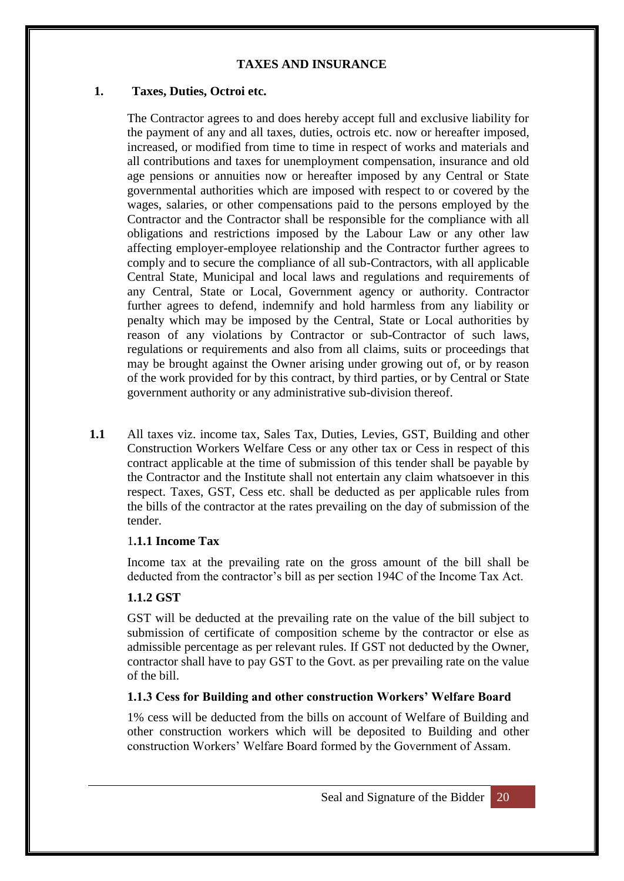## TAXES AND INSURANCE

### 1. Taxes, Duties, Octroi etc.

The Contractor agrees to and does hereby accept full and exclusive liability for the payment of any and all taxes, duties, octrois etc. now or hereafter imposed, increased, or modified from time to time in respect of works and materials and all contributions and taxes for unemployment compensation, insurance and old age pensions or annuities now or hereafter imposed by any Central or State governmental authorities which are imposed with respect to or covered by the wages, salaries, or other compensations paid to the persons employed by the Contractor and the Contractor shall be responsible for the compliance with all obligations and restrictions imposed by the Labour Law or any other law affecting employer-employee relationship and the Contractor further agrees to comply and to secure the compliance of all sub-Contractors, with all applicable Central State, Municipal and local laws and regulations and requirements of any Central, State or Local, Government agency or authority. Contractor further agrees to defend, indemnify and hold harmless from any liability or penalty which may be imposed by the Central, State or Local authorities by reason of any violations by Contractor or sub-Contractor of such laws, regulations or requirements and also from all claims, suits or proceedings that may be brought against the Owner arising under growing out of, or by reason of the work provided for by this contract, by third parties, or by Central or State government authority or any administrative sub-division thereof.

**1.1** All taxes viz. income tax, Sales Tax, Duties, Levies, GST, Building and other Construction Workers Welfare Cess or any other tax or Cess in respect of this contract applicable at the time of submission of this tender shall be payable by the Contractor and the Institute shall not entertain any claim whatsoever in this respect. Taxes, GST, Cess etc. shall be deducted as per applicable rules from the bills of the contractor at the rates prevailing on the day of submission of the tender.

**1.1.1 Income Tax**

Income tax at the prevailing rate on the gross amount of the bill shall be deducted from the contractor's bill as per section 194C of the Income Tax Act.

**1.1.2 GST**

GST will be deducted at the prevailing rate on the value of the bill subject to submission of certificate of composition scheme by the contractor or else as admissible percentage as per relevant rules. If GST not deducted by the Owner, contractor shall have to pay GST to the Govt. as per prevailing rate on the value of the bill.

**1.1.3 Cess for Building and other construction Workers' Welfare Board**

1% cess will be deducted from the bills on account of Welfare of Building and other construction workers which will be deposited to Building and other construction Workers' Welfare Board formed by the Government of Assam.

Seal and Signature of the Bidder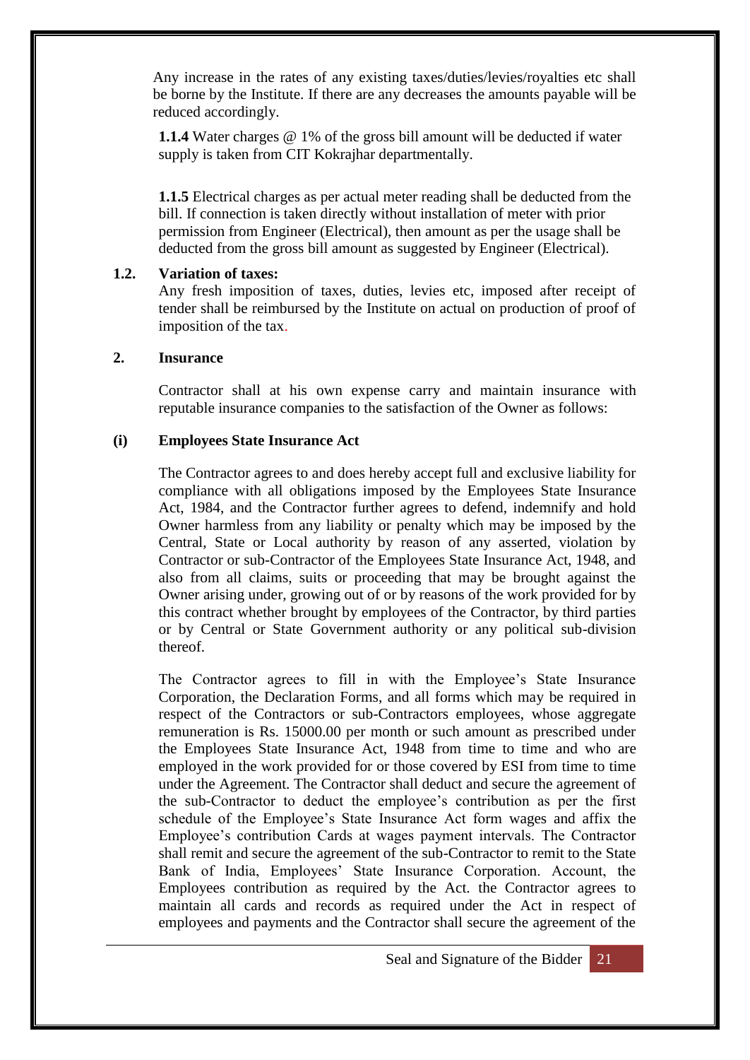Any increase in the rates of any existing taxes/duties/levies/royalties etc shall be borne by the Institute. If there are any decreases the amounts payable will be reduced accordingly.

**1.1.4** Water charges @ 1% of the gross bill amount will be deducted if water supply is taken from CIT Kokrajhar departmentally.

**1.1.5** Electrical charges as per actual meter reading shall be deducted from the bill. If connection is taken directly without installation of meter with prior permission from Engineer (Electrical), then amount as per the usage shall be deducted from the gross bill amount as suggested by Engineer (Electrical).

**1.2. Variation of taxes:**

Any fresh imposition of taxes, duties, levies etc, imposed after receipt of tender shall be reimbursed by the Institute on actual on production of proof of imposition of the tax.

**2. Insurance**

Contractor shall at his own expense carry and maintain insurance with reputable insurance companies to the satisfaction of the Owner as follows:

**(i) Employees State Insurance Act**

The Contractor agrees to and does hereby accept full and exclusive liability for compliance with all obligations imposed by the Employees State Insurance Act, 1984, and the Contractor further agrees to defend, indemnify and hold Owner harmless from any liability or penalty which may be imposed by the Central, State or Local authority by reason of any asserted, violation by Contractor or sub-Contractor of the Employees State Insurance Act, 1948, and also from all claims, suits or proceeding that may be brought against the Owner arising under, growing out of or by reasons of the work provided for by this contract whether brought by employees of the Contractor, by third parties or by Central or State Government authority or any political sub-division thereof.

The Contractor agrees to fill in with the Employee's State Insurance Corporation, the Declaration Forms, and all forms which may be required in respect of the Contractors or sub-Contractors employees, whose aggregate remuneration is Rs. 15000.00 per month or such amount as prescribed under the Employees State Insurance Act, 1948 from time to time and who are employed in the work provided for or those covered by ESI from time to time under the Agreement. The Contractor shall deduct and secure the agreement of the sub-Contractor to deduct the employee's contribution as per the first schedule of the Employee's State Insurance Act form wages and affix the Employee's contribution Cards at wages payment intervals. The Contractor shall remit and secure the agreement of the sub-Contractor to remit to the State Bank of India, Employees' State Insurance Corporation. Account, the Employees contribution as required by the Act. the Contractor agrees to maintain all cards and records as required under the Act in respect of employees and payments and the Contractor shall secure the agreement of the

Seal and Signature of the Bidder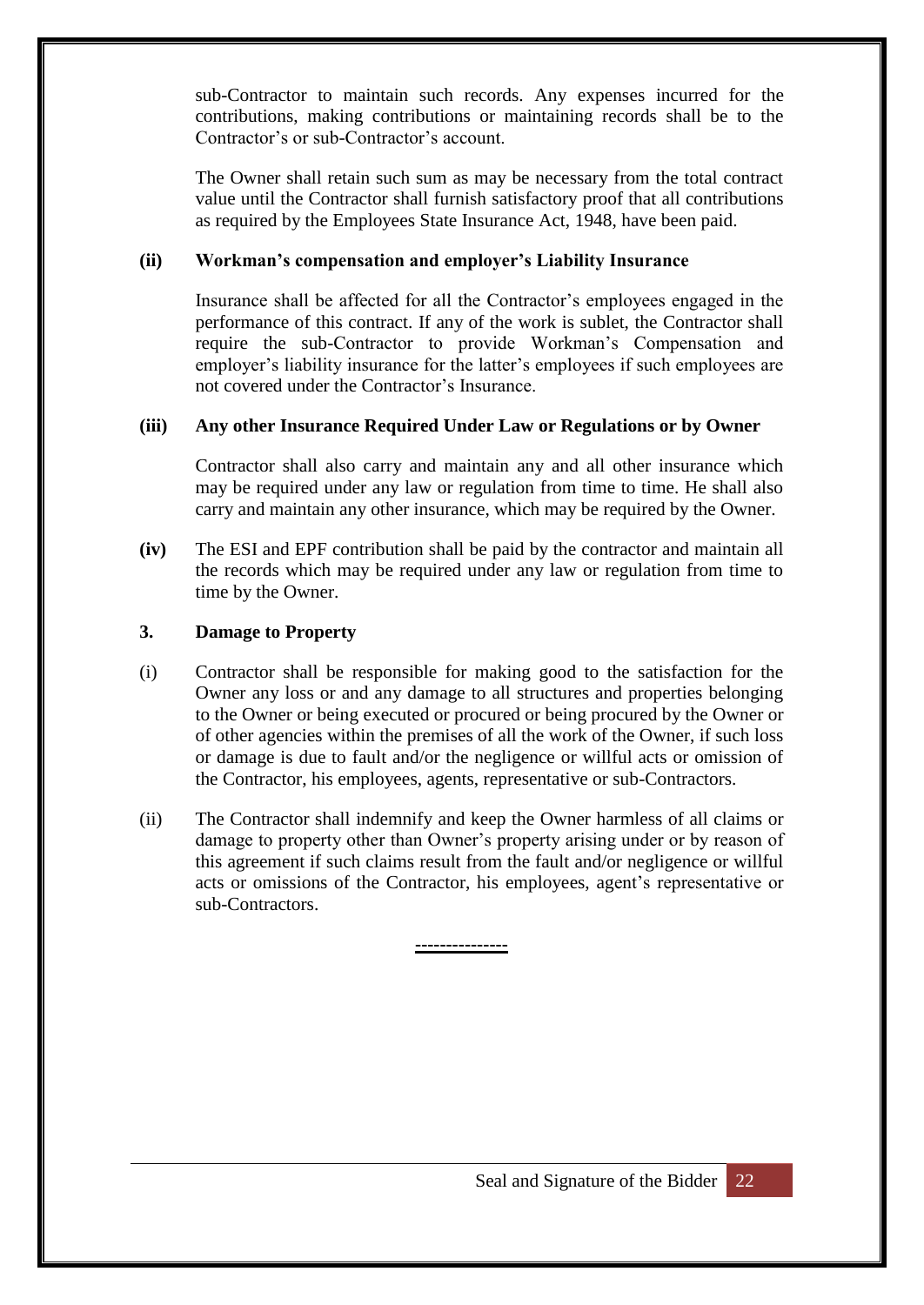sub-Contractor to maintain such records. Any expenses incurred for the contributions, making contributions or maintaining records shall be to the Contractor's or sub-Contractor's account.

The Owner shall retain such sum as may be necessary from the total contract value until the Contractor shall furnish satisfactory proof that all contributions as required by the Employees State Insurance Act, 1948, have been paid.

**(ii) Workman's compensation and employer's Liability Insurance**

Insurance shall be affected for all the Contractor's employees engaged in the performance of this contract. If any of the work is sublet, the Contractor shall require the sub-Contractor to provide Workman's Compensation and employer's liability insurance for the latter's employees if such employees are not covered under the Contractor's Insurance.

**(iii) Any other Insurance Required Under Law or Regulations or by Owner**

Contractor shall also carry and maintain any and all other insurance which may be required under any law or regulation from time to time. He shall also carry and maintain any other insurance, which may be required by the Owner.

**(iv)** The ESI and EPF contribution shall be paid by the contractor and maintain all the records which may be required under any law or regulation from time to time by the Owner.

**3. Damage to Property**

(i) Contractor shall be responsible for making good to the satisfaction for the Owner any loss or and any damage to all structures and properties belonging to the Owner or being executed or procured or being procured by the Owner or of other agencies within the premises of all the work of the Owner, if such loss or damage is due to fault and/or the negligence or willful acts or omission of the Contractor, his employees, agents, representative or sub-Contractors.

(ii) The Contractor shall indemnify and keep the Owner harmless of all claims or damage to property other than Owner's property arising under or by reason of this agreement if such claims result from the fault and/or negligence or willful acts or omissions of the Contractor, his employees, agent's representative or sub-Contractors.

---------------

Seal and Signature of the Bidder